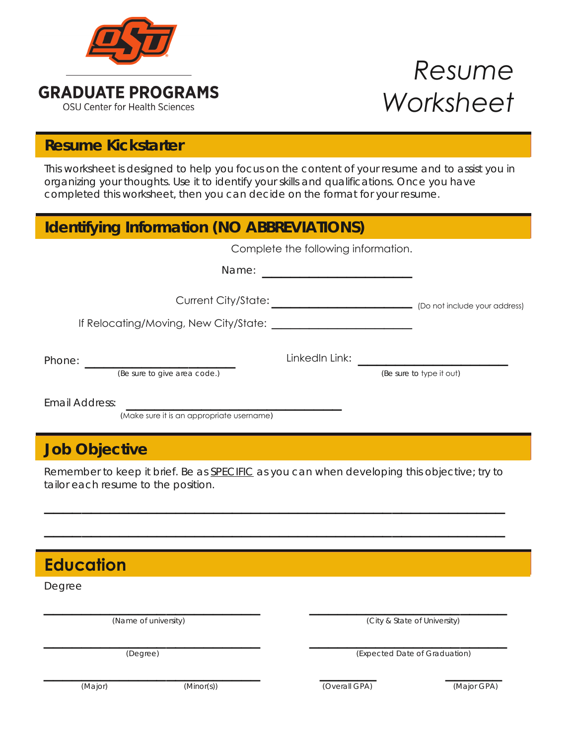GRADUATE PROGRAMS

OSU Center for Health Sciences

# *Resume Worksheet*

## Resume Kickstarter

This worksheet is designed to help you focus on the content of your resume and to assist you in organizing your thoughts. Use it to identify your skills and qualifications. Once you have completed this worksheet, then you can decide on the format for your resume.

## Identifying Information (NO ABBREVIATIONS)

Complete the following information.

Name: ______________________

Current City/State: ______________________ (Do not include your address)

If Relocating/Moving, New City/State: ______________________

Phone: ______________________
(Be sure to give area code.)

LinkedIn Link: ______________________
(Be sure to type it out)

Email Address: ______________________________
(Make sure it is an appropriate username)

## Job Objective

Remember to keep it brief. Be as SPECIFIC as you can when developing this objective; try to tailor each resume to the position.

____________________________________________________________________

____________________________________________________________________

## Education

Degree

______________________________ (Name of university)

______________________________ (City & State of University)

______________________________ (Degree)

______________________________ (Expected Date of Graduation)

______________ (Major) ______________ (Minor(s))

__________ (Overall GPA) __________ (Major GPA)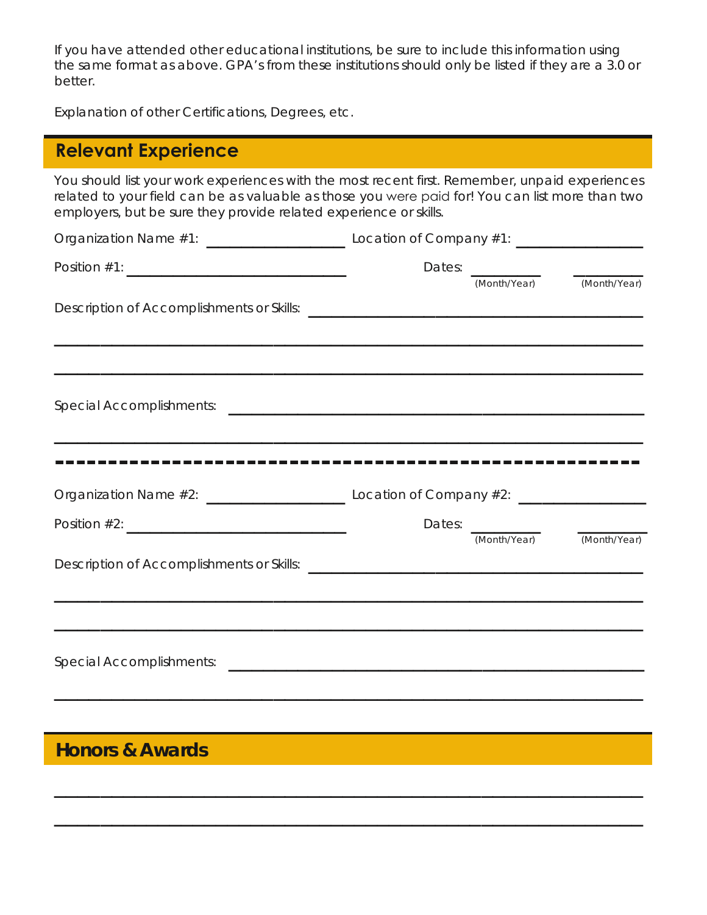If you have attended other educational institutions, be sure to include this information using the same format as above. GPA's from these institutions should only be listed if they are a 3.0 or better.

Explanation of other Certifications, Degrees, etc.

## Relevant Experience

You should list your work experiences with the most recent first. Remember, unpaid experiences related to your field can be as valuable as those you were paid for! You can list more than two employers, but be sure they provide related experience or skills.

Organization Name #1: ____________________ Location of Company #1: ____________________

Position #1: ______________________________ Dates: __________ (Month/Year) __________ (Month/Year)

Description of Accomplishments or Skills: ______________________________________________

______________________________________________________________________________

______________________________________________________________________________

Special Accomplishments: ______________________________________________________

______________________________________________________________________________

---

Organization Name #2: ____________________ Location of Company #2: ____________________

Position #2: ______________________________ Dates: __________ (Month/Year) __________ (Month/Year)

Description of Accomplishments or Skills: ______________________________________________

______________________________________________________________________________

______________________________________________________________________________

Special Accomplishments: ______________________________________________________

______________________________________________________________________________

## Honors & Awards

______________________________________________________________________________

______________________________________________________________________________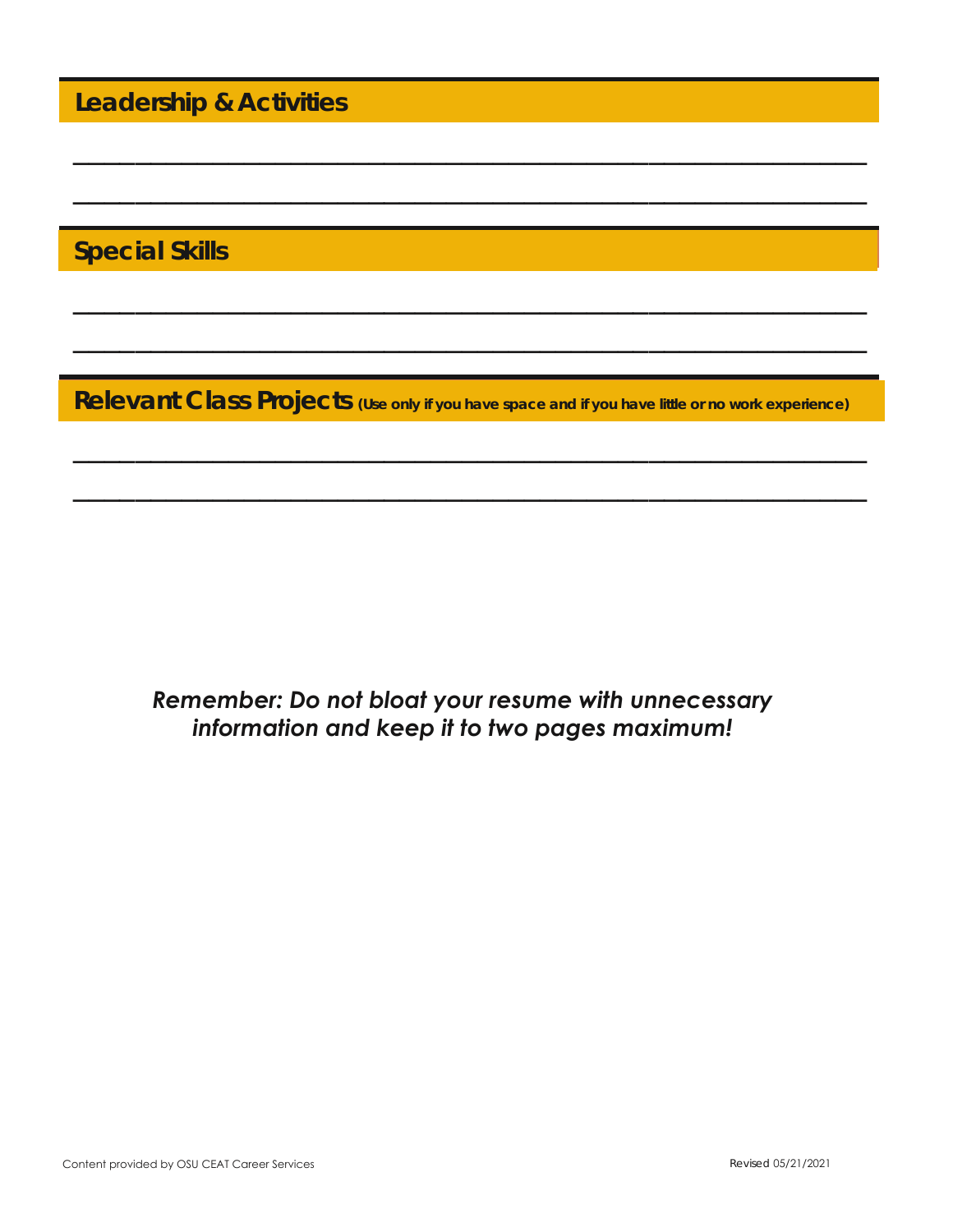## Leadership & Activities

______________________________________________________________________

______________________________________________________________________

## Special Skills

______________________________________________________________________

______________________________________________________________________

## Relevant Class Projects (Use only if you have space and if you have little or no work experience)

______________________________________________________________________

______________________________________________________________________

***Remember: Do not bloat your resume with unnecessary information and keep it to two pages maximum!***

Content provided by OSU CEAT Career Services

Revised 05/21/2021